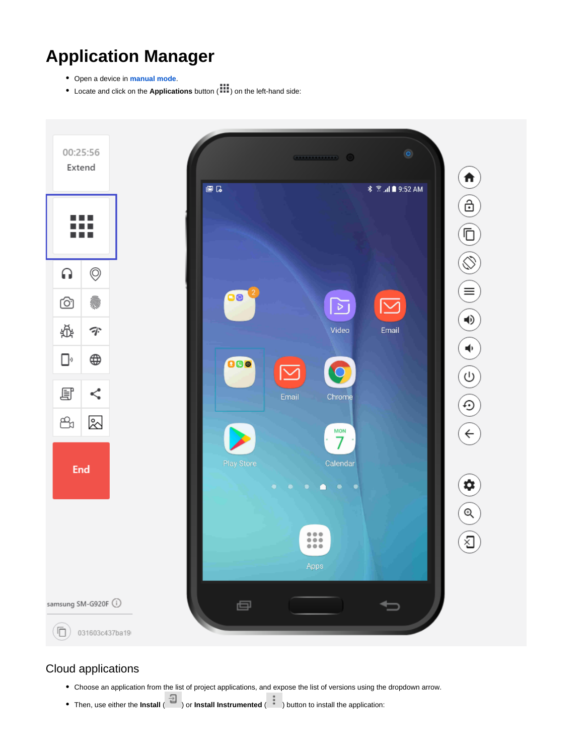# Application Manager

- Open a device in **manual mode**.
- Locate and click on the **Applications** button ( ) on the left-hand side:

## Cloud applications

- Choose an application from the list of project applications, and expose the list of versions using the dropdown arrow.
- Then, use either the **Install** ( ) or **Install Instrumented** ( ) button to install the application: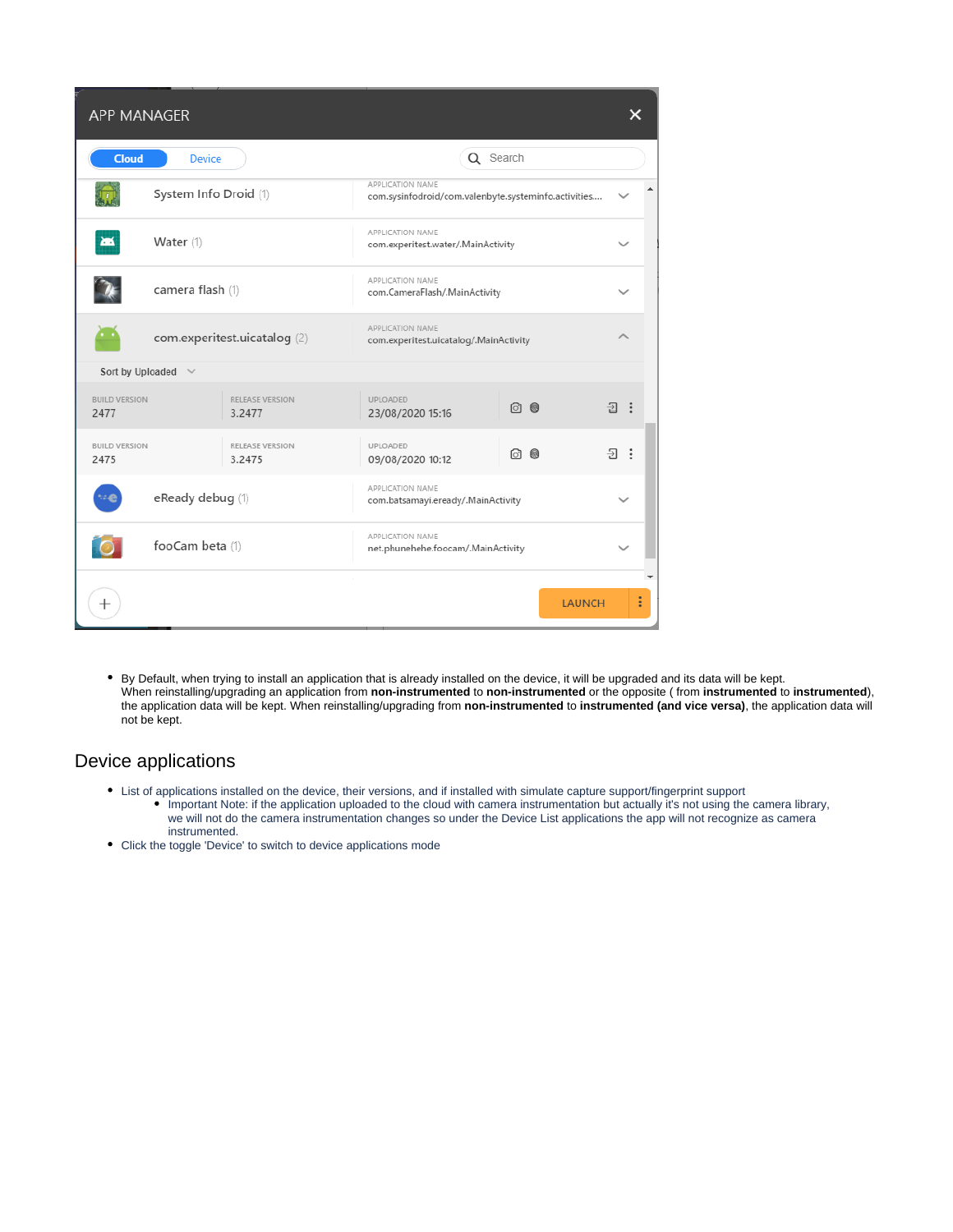- By Default, when trying to install an application that is already installed on the device, it will be upgraded and its data will be kept. When reinstalling/upgrading an application from **non-instrumented** to **non-instrumented** or the opposite ( from **instrumented** to **instrumented**), the application data will be kept. When reinstalling/upgrading from **non-instrumented** to **instrumented (and vice versa)**, the application data will not be kept.

## Device applications

- List of applications installed on the device, their versions, and if installed with simulate capture support/fingerprint support
  - Important Note: if the application uploaded to the cloud with camera instrumentation but actually it's not using the camera library, we will not do the camera instrumentation changes so under the Device List applications the app will not recognize as camera instrumented.
- Click the toggle 'Device' to switch to device applications mode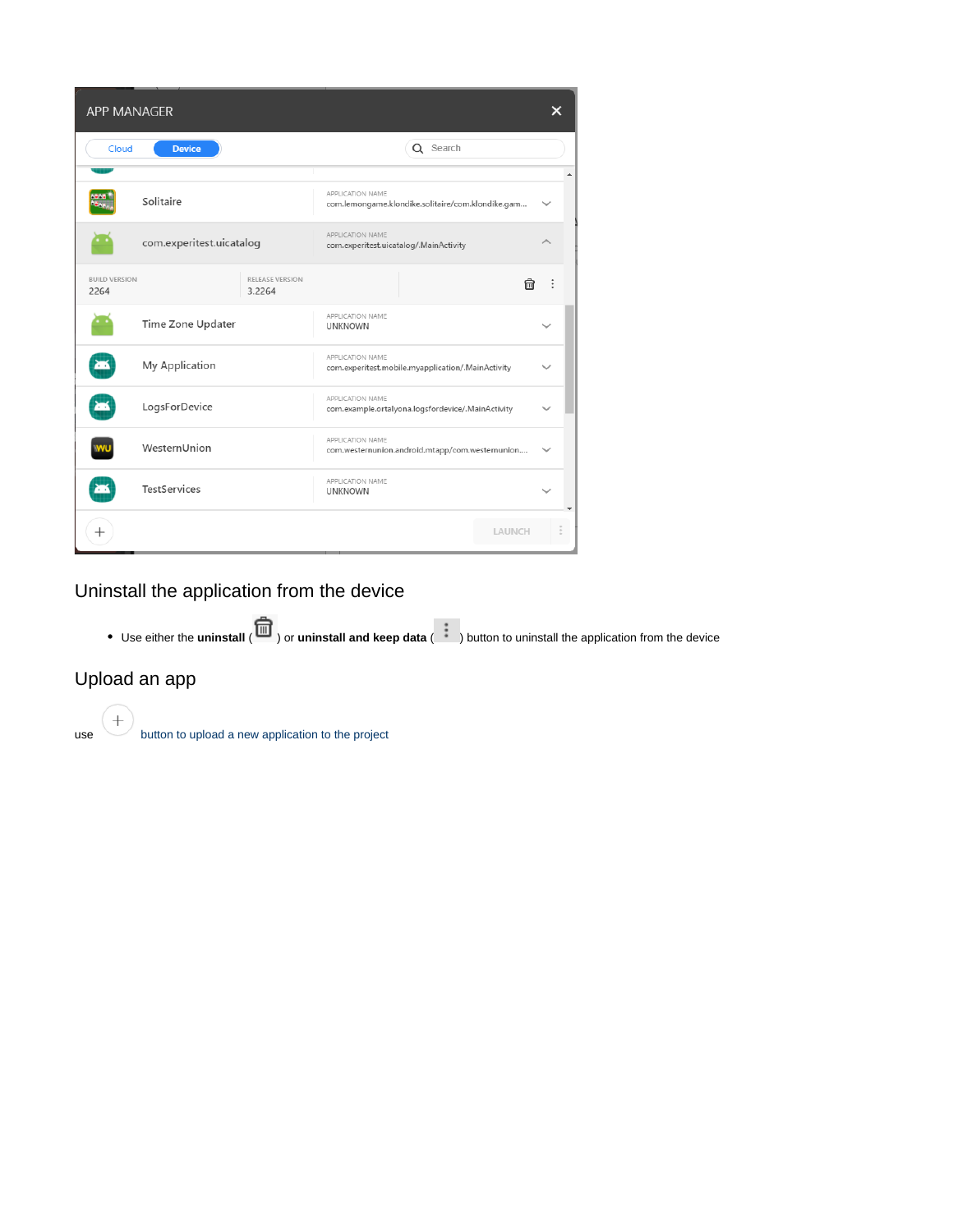## Uninstall the application from the device

- Use either the **uninstall** ( ) or **uninstall and keep data** ( ) button to uninstall the application from the device

## Upload an app

use button to upload a new application to the project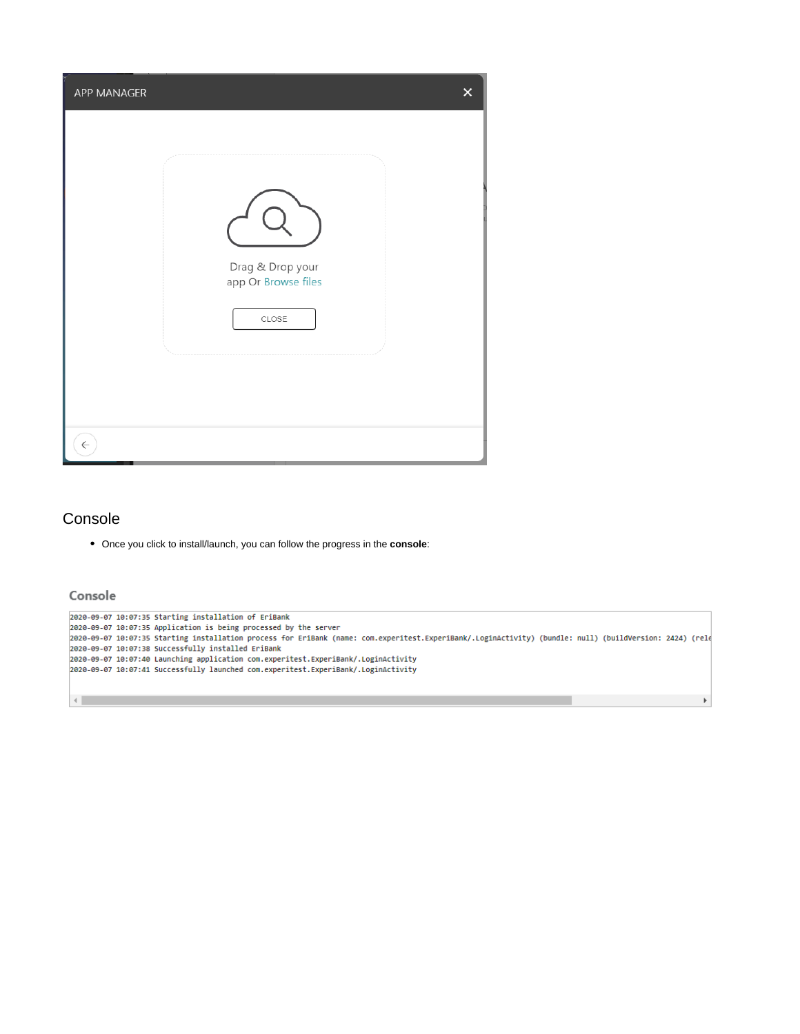APP MANAGER

Drag & Drop your app Or Browse files

CLOSE

## Console

- Once you click to install/launch, you can follow the progress in the **console**:

Console

```
2020-09-07 10:07:35 Starting installation of EriBank
2020-09-07 10:07:35 Application is being processed by the server
2020-09-07 10:07:35 Starting installation process for EriBank (name: com.experitest.ExperiBank/.LoginActivity) (bundle: null) (buildVersion: 2424) (rele
2020-09-07 10:07:38 Successfully installed EriBank
2020-09-07 10:07:40 Launching application com.experitest.ExperiBank/.LoginActivity
2020-09-07 10:07:41 Successfully launched com.experitest.ExperiBank/.LoginActivity
```